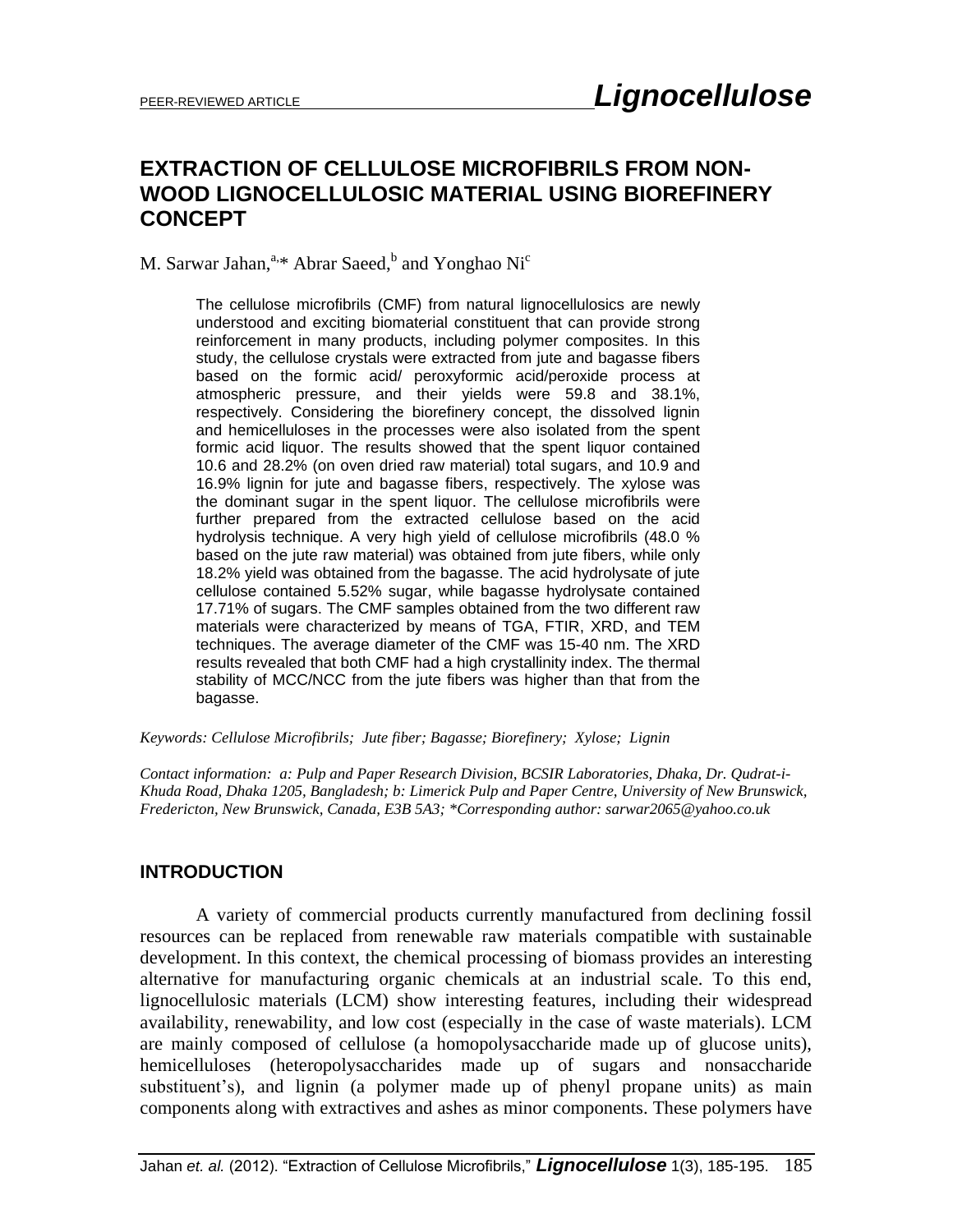PEER-REVIEWED ARTICLE

# EXTRACTION OF CELLULOSE MICROFIBRILS FROM NON-WOOD LIGNOCELLULOSIC MATERIAL USING BIOREFINERY CONCEPT

M. Sarwar Jahan,[a,]* Abrar Saeed,[b] and Yonghao Ni[c]

The cellulose microfibrils (CMF) from natural lignocellulosics are newly understood and exciting biomaterial constituent that can provide strong reinforcement in many products, including polymer composites. In this study, the cellulose crystals were extracted from jute and bagasse fibers based on the formic acid/ peroxyformic acid/peroxide process at atmospheric pressure, and their yields were 59.8 and 38.1%, respectively. Considering the biorefinery concept, the dissolved lignin and hemicelluloses in the processes were also isolated from the spent formic acid liquor. The results showed that the spent liquor contained 10.6 and 28.2% (on oven dried raw material) total sugars, and 10.9 and 16.9% lignin for jute and bagasse fibers, respectively. The xylose was the dominant sugar in the spent liquor. The cellulose microfibrils were further prepared from the extracted cellulose based on the acid hydrolysis technique. A very high yield of cellulose microfibrils (48.0 % based on the jute raw material) was obtained from jute fibers, while only 18.2% yield was obtained from the bagasse. The acid hydrolysate of jute cellulose contained 5.52% sugar, while bagasse hydrolysate contained 17.71% of sugars. The CMF samples obtained from the two different raw materials were characterized by means of TGA, FTIR, XRD, and TEM techniques. The average diameter of the CMF was 15-40 nm. The XRD results revealed that both CMF had a high crystallinity index. The thermal stability of MCC/NCC from the jute fibers was higher than that from the bagasse.

*Keywords: Cellulose Microfibrils; Jute fiber; Bagasse; Biorefinery; Xylose; Lignin*

*Contact information: a: Pulp and Paper Research Division, BCSIR Laboratories, Dhaka, Dr. Qudrat-i-Khuda Road, Dhaka 1205, Bangladesh; b: Limerick Pulp and Paper Centre, University of New Brunswick, Fredericton, New Brunswick, Canada, E3B 5A3; \*Corresponding author: sarwar2065@yahoo.co.uk*

## INTRODUCTION

A variety of commercial products currently manufactured from declining fossil resources can be replaced from renewable raw materials compatible with sustainable development. In this context, the chemical processing of biomass provides an interesting alternative for manufacturing organic chemicals at an industrial scale. To this end, lignocellulosic materials (LCM) show interesting features, including their widespread availability, renewability, and low cost (especially in the case of waste materials). LCM are mainly composed of cellulose (a homopolysaccharide made up of glucose units), hemicelluloses (heteropolysaccharides made up of sugars and nonsaccharide substituent's), and lignin (a polymer made up of phenyl propane units) as main components along with extractives and ashes as minor components. These polymers have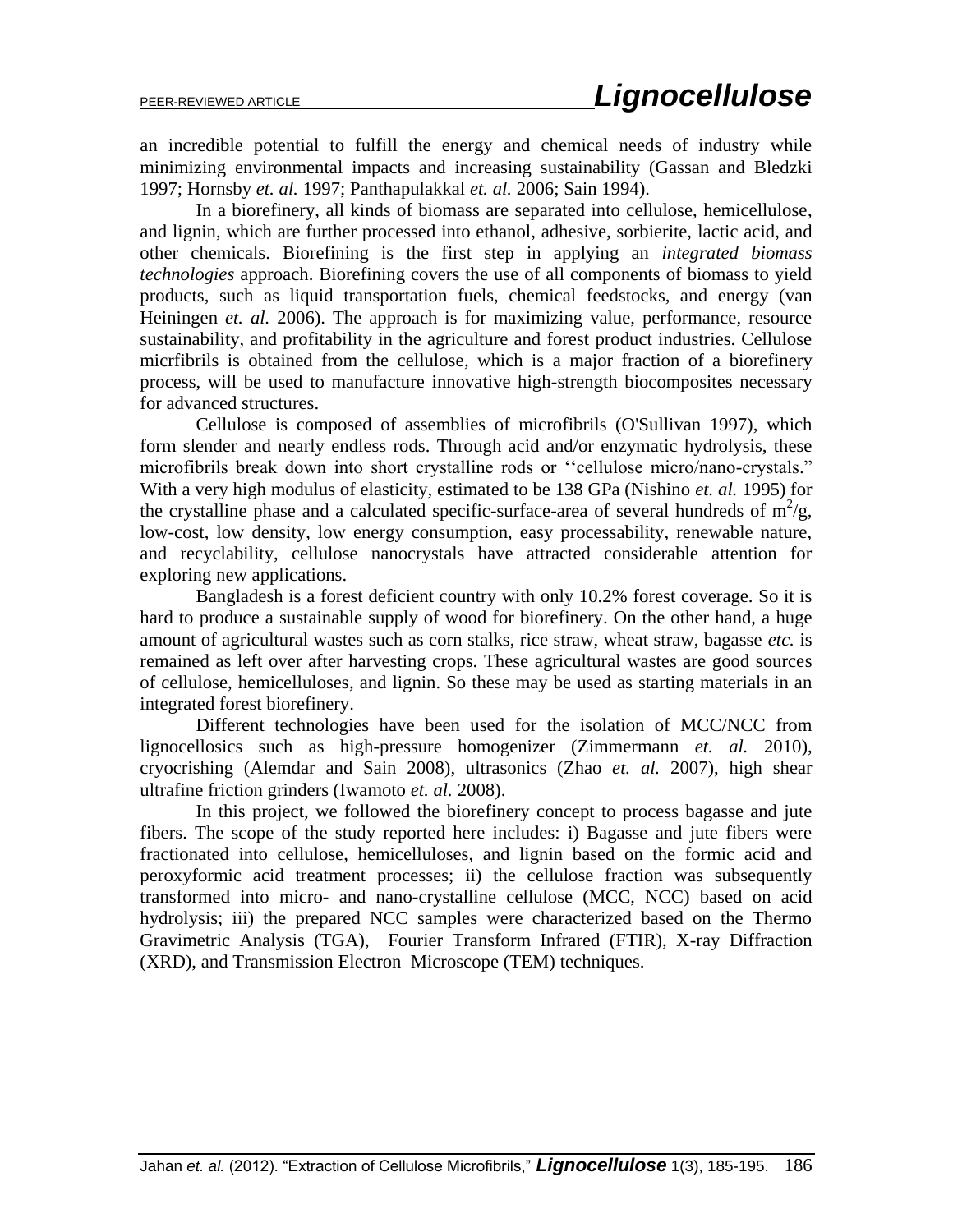an incredible potential to fulfill the energy and chemical needs of industry while minimizing environmental impacts and increasing sustainability (Gassan and Bledzki 1997; Hornsby *et. al.* 1997; Panthapulakkal *et. al.* 2006; Sain 1994).

In a biorefinery, all kinds of biomass are separated into cellulose, hemicellulose, and lignin, which are further processed into ethanol, adhesive, sorbierite, lactic acid, and other chemicals. Biorefining is the first step in applying an *integrated biomass technologies* approach. Biorefining covers the use of all components of biomass to yield products, such as liquid transportation fuels, chemical feedstocks, and energy (van Heiningen *et. al.* 2006). The approach is for maximizing value, performance, resource sustainability, and profitability in the agriculture and forest product industries. Cellulose micrfibrils is obtained from the cellulose, which is a major fraction of a biorefinery process, will be used to manufacture innovative high-strength biocomposites necessary for advanced structures.

Cellulose is composed of assemblies of microfibrils (O'Sullivan 1997), which form slender and nearly endless rods. Through acid and/or enzymatic hydrolysis, these microfibrils break down into short crystalline rods or ''cellulose micro/nano-crystals." With a very high modulus of elasticity, estimated to be 138 GPa (Nishino *et. al.* 1995) for the crystalline phase and a calculated specific-surface-area of several hundreds of $m^2/g$, low-cost, low density, low energy consumption, easy processability, renewable nature, and recyclability, cellulose nanocrystals have attracted considerable attention for exploring new applications.

Bangladesh is a forest deficient country with only 10.2% forest coverage. So it is hard to produce a sustainable supply of wood for biorefinery. On the other hand, a huge amount of agricultural wastes such as corn stalks, rice straw, wheat straw, bagasse *etc.* is remained as left over after harvesting crops. These agricultural wastes are good sources of cellulose, hemicelluloses, and lignin. So these may be used as starting materials in an integrated forest biorefinery.

Different technologies have been used for the isolation of MCC/NCC from lignocellosics such as high-pressure homogenizer (Zimmermann *et. al.* 2010), cryocrishing (Alemdar and Sain 2008), ultrasonics (Zhao *et. al.* 2007), high shear ultrafine friction grinders (Iwamoto *et. al.* 2008).

In this project, we followed the biorefinery concept to process bagasse and jute fibers. The scope of the study reported here includes: i) Bagasse and jute fibers were fractionated into cellulose, hemicelluloses, and lignin based on the formic acid and peroxyformic acid treatment processes; ii) the cellulose fraction was subsequently transformed into micro- and nano-crystalline cellulose (MCC, NCC) based on acid hydrolysis; iii) the prepared NCC samples were characterized based on the Thermo Gravimetric Analysis (TGA), Fourier Transform Infrared (FTIR), X-ray Diffraction (XRD), and Transmission Electron Microscope (TEM) techniques.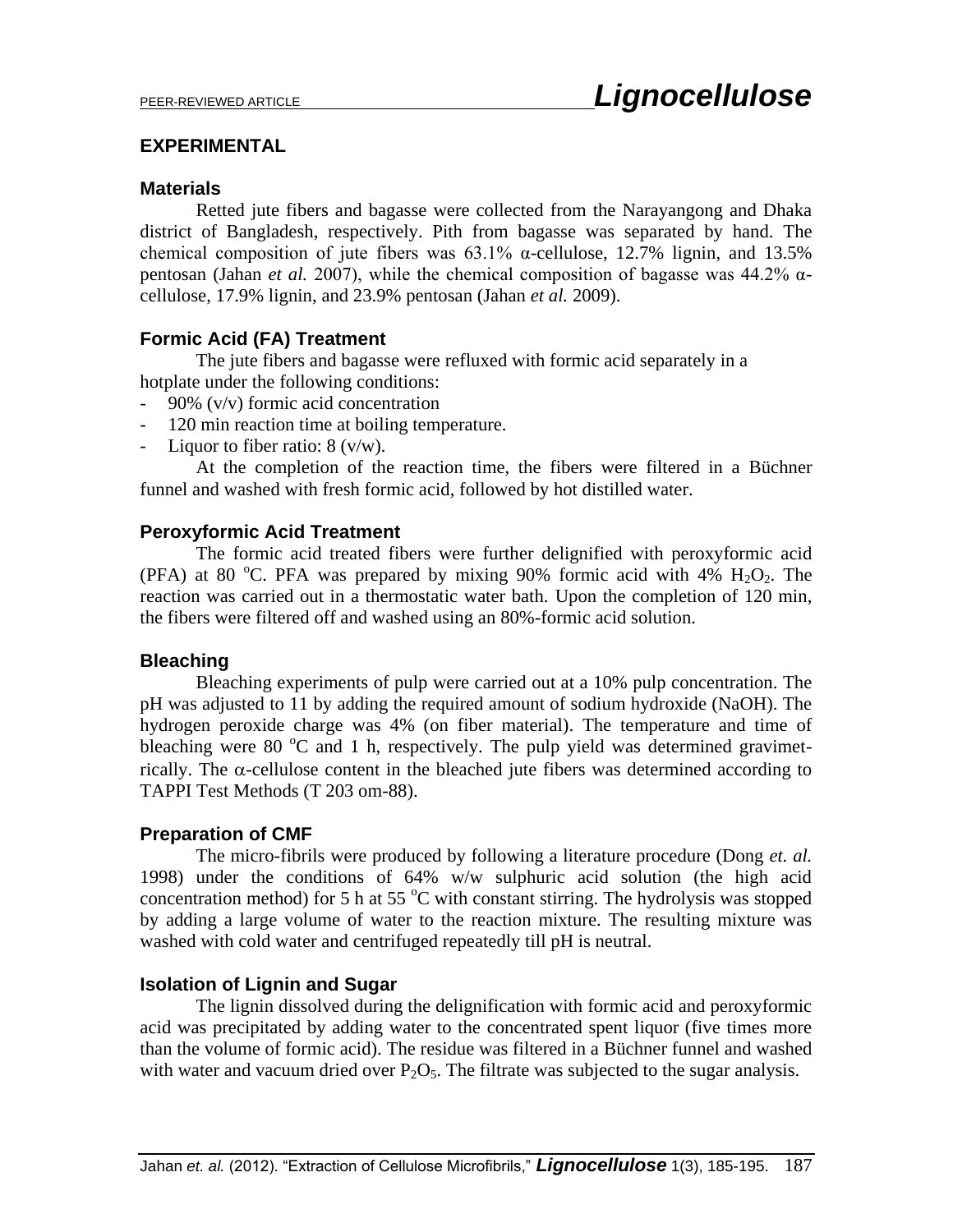## EXPERIMENTAL

### Materials

Retted jute fibers and bagasse were collected from the Narayangong and Dhaka district of Bangladesh, respectively. Pith from bagasse was separated by hand. The chemical composition of jute fibers was 63.1% α-cellulose, 12.7% lignin, and 13.5% pentosan (Jahan *et al.* 2007), while the chemical composition of bagasse was 44.2% α-cellulose, 17.9% lignin, and 23.9% pentosan (Jahan *et al.* 2009).

### Formic Acid (FA) Treatment

The jute fibers and bagasse were refluxed with formic acid separately in a hotplate under the following conditions:

- 90% (v/v) formic acid concentration
- 120 min reaction time at boiling temperature.
- Liquor to fiber ratio: 8 (v/w).

At the completion of the reaction time, the fibers were filtered in a Büchner funnel and washed with fresh formic acid, followed by hot distilled water.

### Peroxyformic Acid Treatment

The formic acid treated fibers were further delignified with peroxyformic acid (PFA) at 80 °C. PFA was prepared by mixing 90% formic acid with 4% $H_2O_2$. The reaction was carried out in a thermostatic water bath. Upon the completion of 120 min, the fibers were filtered off and washed using an 80%-formic acid solution.

### Bleaching

Bleaching experiments of pulp were carried out at a 10% pulp concentration. The pH was adjusted to 11 by adding the required amount of sodium hydroxide (NaOH). The hydrogen peroxide charge was 4% (on fiber material). The temperature and time of bleaching were 80 °C and 1 h, respectively. The pulp yield was determined gravimetrically. The α-cellulose content in the bleached jute fibers was determined according to TAPPI Test Methods (T 203 om-88).

### Preparation of CMF

The micro-fibrils were produced by following a literature procedure (Dong *et. al.* 1998) under the conditions of 64% w/w sulphuric acid solution (the high acid concentration method) for 5 h at 55 °C with constant stirring. The hydrolysis was stopped by adding a large volume of water to the reaction mixture. The resulting mixture was washed with cold water and centrifuged repeatedly till pH is neutral.

### Isolation of Lignin and Sugar

The lignin dissolved during the delignification with formic acid and peroxyformic acid was precipitated by adding water to the concentrated spent liquor (five times more than the volume of formic acid). The residue was filtered in a Büchner funnel and washed with water and vacuum dried over $P_2O_5$. The filtrate was subjected to the sugar analysis.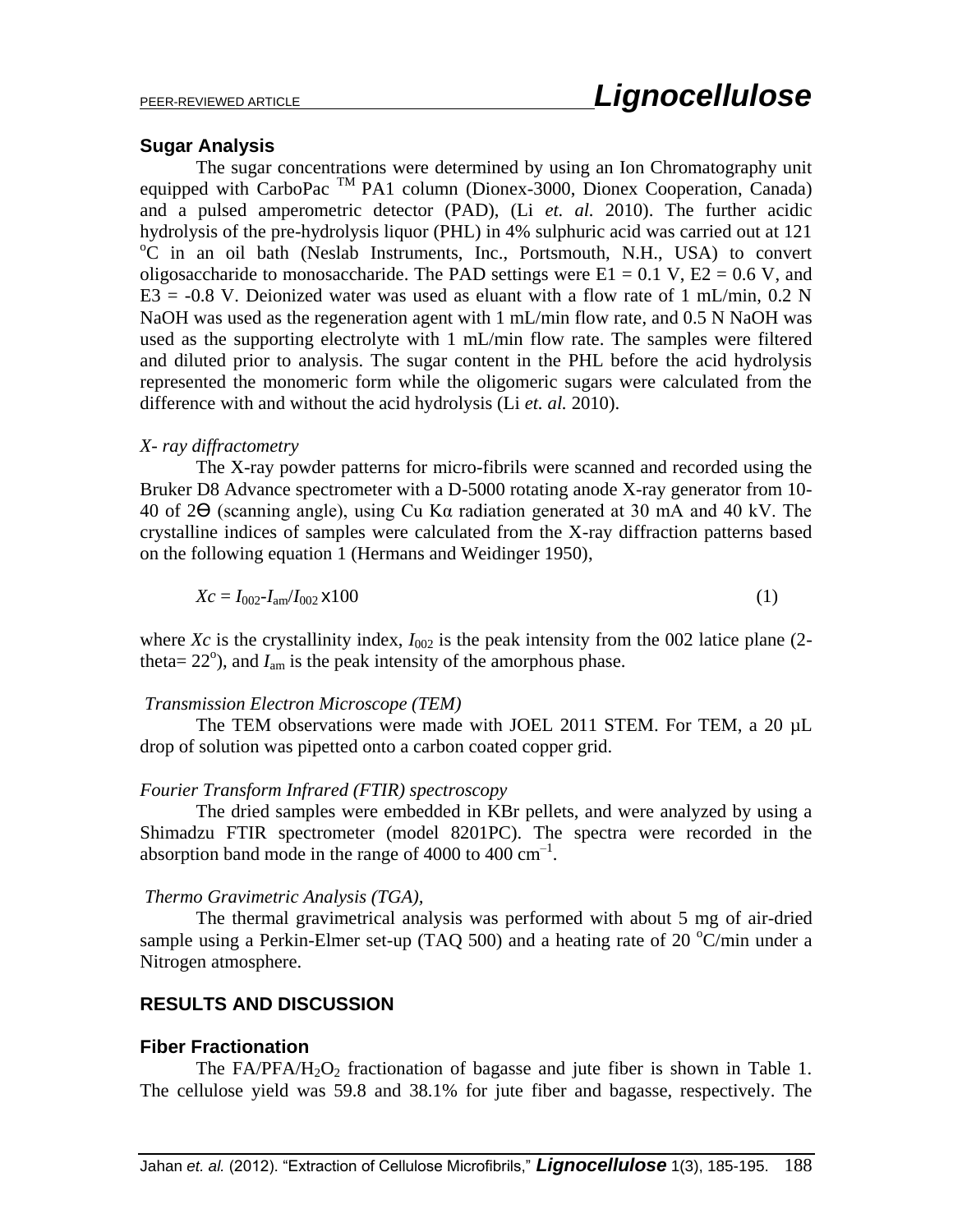### Sugar Analysis

The sugar concentrations were determined by using an Ion Chromatography unit equipped with CarboPac [TM] PA1 column (Dionex-3000, Dionex Cooperation, Canada) and a pulsed amperometric detector (PAD), (Li *et. al.* 2010). The further acidic hydrolysis of the pre-hydrolysis liquor (PHL) in 4% sulphuric acid was carried out at 121 $^{o}$C in an oil bath (Neslab Instruments, Inc., Portsmouth, N.H., USA) to convert oligosaccharide to monosaccharide. The PAD settings were E1 = 0.1 V, E2 = 0.6 V, and E3 = -0.8 V. Deionized water was used as eluant with a flow rate of 1 mL/min, 0.2 N NaOH was used as the regeneration agent with 1 mL/min flow rate, and 0.5 N NaOH was used as the supporting electrolyte with 1 mL/min flow rate. The samples were filtered and diluted prior to analysis. The sugar content in the PHL before the acid hydrolysis represented the monomeric form while the oligomeric sugars were calculated from the difference with and without the acid hydrolysis (Li *et. al.* 2010).

*X- ray diffractometry*

The X-ray powder patterns for micro-fibrils were scanned and recorded using the Bruker D8 Advance spectrometer with a D-5000 rotating anode X-ray generator from 10-40 of 2Ɵ (scanning angle), using Cu Kα radiation generated at 30 mA and 40 kV. The crystalline indices of samples were calculated from the X-ray diffraction patterns based on the following equation 1 (Hermans and Weidinger 1950),

$$Xc = I_{002}\text{-}I_{am}/I_{002} \times 100 \tag{1}$$

where $Xc$ is the crystallinity index, $I_{002}$ is the peak intensity from the 002 latice plane (2-theta= 22$^{o}$), and $I_{am}$ is the peak intensity of the amorphous phase.

*Transmission Electron Microscope (TEM)*

The TEM observations were made with JOEL 2011 STEM. For TEM, a 20 µL drop of solution was pipetted onto a carbon coated copper grid.

*Fourier Transform Infrared (FTIR) spectroscopy*

The dried samples were embedded in KBr pellets, and were analyzed by using a Shimadzu FTIR spectrometer (model 8201PC). The spectra were recorded in the absorption band mode in the range of 4000 to 400 cm$^{-1}$.

*Thermo Gravimetric Analysis (TGA),*

The thermal gravimetrical analysis was performed with about 5 mg of air-dried sample using a Perkin-Elmer set-up (TAQ 500) and a heating rate of 20 $^{o}$C/min under a Nitrogen atmosphere.

## RESULTS AND DISCUSSION

### Fiber Fractionation

The FA/PFA/$H_2O_2$ fractionation of bagasse and jute fiber is shown in Table 1. The cellulose yield was 59.8 and 38.1% for jute fiber and bagasse, respectively. The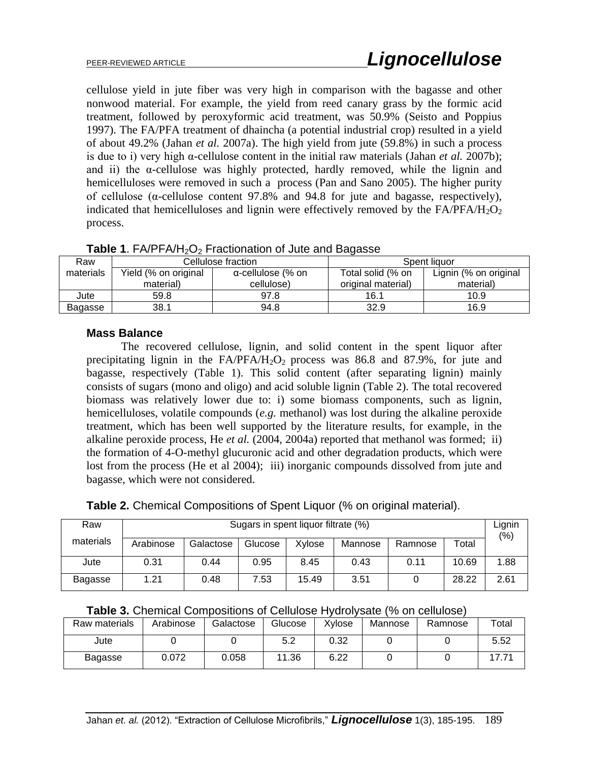cellulose yield in jute fiber was very high in comparison with the bagasse and other nonwood material. For example, the yield from reed canary grass by the formic acid treatment, followed by peroxyformic acid treatment, was 50.9% (Seisto and Poppius 1997). The FA/PFA treatment of dhaincha (a potential industrial crop) resulted in a yield of about 49.2% (Jahan *et al.* 2007a). The high yield from jute (59.8%) in such a process is due to i) very high α-cellulose content in the initial raw materials (Jahan *et al.* 2007b); and ii) the α-cellulose was highly protected, hardly removed, while the lignin and hemicelluloses were removed in such a process (Pan and Sano 2005). The higher purity of cellulose (α-cellulose content 97.8% and 94.8 for jute and bagasse, respectively), indicated that hemicelluloses and lignin were effectively removed by the FA/PFA/$H_2O_2$ process.

**Table 1**. FA/PFA/$H_2O_2$ Fractionation of Jute and Bagasse

| Raw materials | Cellulose fraction | | Spent liquor | |
|---|---|---|---|---|
| | Yield (% on original material) | α-cellulose (% on cellulose) | Total solid (% on original material) | Lignin (% on original material) |
| Jute | 59.8 | 97.8 | 16.1 | 10.9 |
| Bagasse | 38.1 | 94.8 | 32.9 | 16.9 |

### Mass Balance

The recovered cellulose, lignin, and solid content in the spent liquor after precipitating lignin in the FA/PFA/$H_2O_2$ process was 86.8 and 87.9%, for jute and bagasse, respectively (Table 1). This solid content (after separating lignin) mainly consists of sugars (mono and oligo) and acid soluble lignin (Table 2). The total recovered biomass was relatively lower due to: i) some biomass components, such as lignin, hemicelluloses, volatile compounds (*e.g.* methanol) was lost during the alkaline peroxide treatment, which has been well supported by the literature results, for example, in the alkaline peroxide process, He *et al.* (2004, 2004a) reported that methanol was formed; ii) the formation of 4-O-methyl glucuronic acid and other degradation products, which were lost from the process (He et al 2004); iii) inorganic compounds dissolved from jute and bagasse, which were not considered.

**Table 2.** Chemical Compositions of Spent Liquor (% on original material).

| Raw materials | Sugars in spent liquor filtrate (%) | | | | | | | Lignin (%) |
|---|---|---|---|---|---|---|---|---|
| | Arabinose | Galactose | Glucose | Xylose | Mannose | Ramnose | Total | |
| Jute | 0.31 | 0.44 | 0.95 | 8.45 | 0.43 | 0.11 | 10.69 | 1.88 |
| Bagasse | 1.21 | 0.48 | 7.53 | 15.49 | 3.51 | 0 | 28.22 | 2.61 |

**Table 3.** Chemical Compositions of Cellulose Hydrolysate (% on cellulose)

| Raw materials | Arabinose | Galactose | Glucose | Xylose | Mannose | Ramnose | Total |
|---|---|---|---|---|---|---|---|
| Jute | 0 | 0 | 5.2 | 0.32 | 0 | 0 | 5.52 |
| Bagasse | 0.072 | 0.058 | 11.36 | 6.22 | 0 | 0 | 17.71 |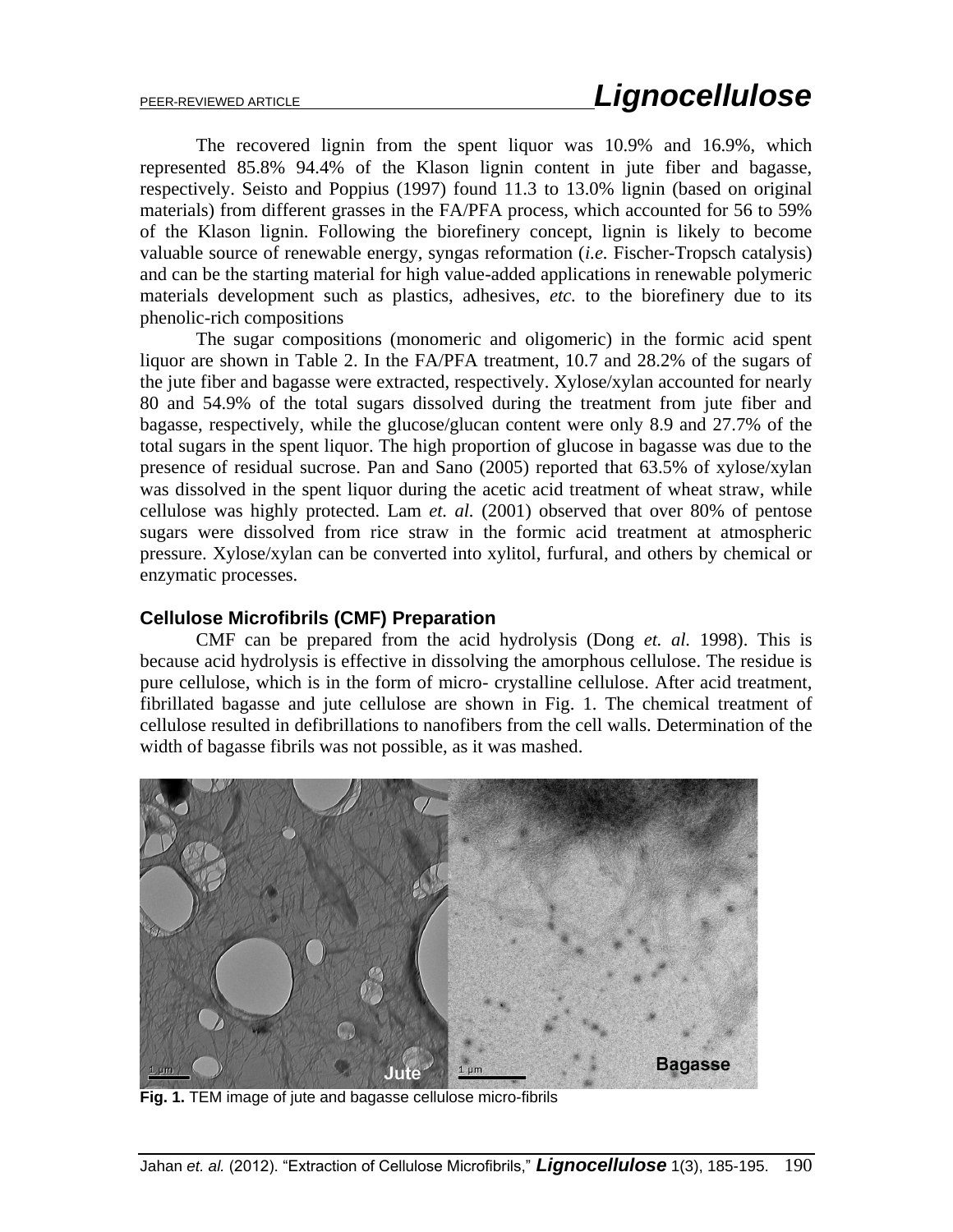The recovered lignin from the spent liquor was 10.9% and 16.9%, which represented 85.8% 94.4% of the Klason lignin content in jute fiber and bagasse, respectively. Seisto and Poppius (1997) found 11.3 to 13.0% lignin (based on original materials) from different grasses in the FA/PFA process, which accounted for 56 to 59% of the Klason lignin. Following the biorefinery concept, lignin is likely to become valuable source of renewable energy, syngas reformation (*i.e.* Fischer-Tropsch catalysis) and can be the starting material for high value-added applications in renewable polymeric materials development such as plastics, adhesives, *etc.* to the biorefinery due to its phenolic-rich compositions

The sugar compositions (monomeric and oligomeric) in the formic acid spent liquor are shown in Table 2. In the FA/PFA treatment, 10.7 and 28.2% of the sugars of the jute fiber and bagasse were extracted, respectively. Xylose/xylan accounted for nearly 80 and 54.9% of the total sugars dissolved during the treatment from jute fiber and bagasse, respectively, while the glucose/glucan content were only 8.9 and 27.7% of the total sugars in the spent liquor. The high proportion of glucose in bagasse was due to the presence of residual sucrose. Pan and Sano (2005) reported that 63.5% of xylose/xylan was dissolved in the spent liquor during the acetic acid treatment of wheat straw, while cellulose was highly protected. Lam *et. al.* (2001) observed that over 80% of pentose sugars were dissolved from rice straw in the formic acid treatment at atmospheric pressure. Xylose/xylan can be converted into xylitol, furfural, and others by chemical or enzymatic processes.

### Cellulose Microfibrils (CMF) Preparation

CMF can be prepared from the acid hydrolysis (Dong *et. al.* 1998). This is because acid hydrolysis is effective in dissolving the amorphous cellulose. The residue is pure cellulose, which is in the form of micro- crystalline cellulose. After acid treatment, fibrillated bagasse and jute cellulose are shown in Fig. 1. The chemical treatment of cellulose resulted in defibrillations to nanofibers from the cell walls. Determination of the width of bagasse fibrils was not possible, as it was mashed.

**Fig. 1.** TEM image of jute and bagasse cellulose micro-fibrils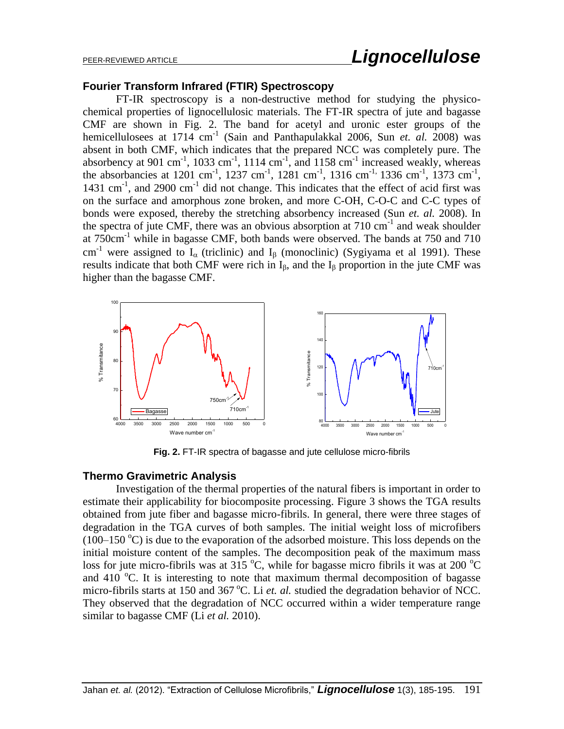## Fourier Transform Infrared (FTIR) Spectroscopy

FT-IR spectroscopy is a non-destructive method for studying the physico-chemical properties of lignocellulosic materials. The FT-IR spectra of jute and bagasse CMF are shown in Fig. 2. The band for acetyl and uronic ester groups of the hemicellulosees at 1714 $cm^{-1}$ (Sain and Panthapulakkal 2006, Sun *et. al.* 2008) was absent in both CMF, which indicates that the prepared NCC was completely pure. The absorbency at 901 $cm^{-1}$, 1033 $cm^{-1}$, 1114 $cm^{-1}$, and 1158 $cm^{-1}$ increased weakly, whereas the absorbancies at 1201 $cm^{-1}$, 1237 $cm^{-1}$, 1281 $cm^{-1}$, 1316 $cm^{-1,}$ 1336 $cm^{-1}$, 1373 $cm^{-1}$, 1431 $cm^{-1}$, and 2900 $cm^{-1}$ did not change. This indicates that the effect of acid first was on the surface and amorphous zone broken, and more C-OH, C-O-C and C-C types of bonds were exposed, thereby the stretching absorbency increased (Sun *et. al.* 2008). In the spectra of jute CMF, there was an obvious absorption at 710 $cm^{-1}$ and weak shoulder at 750$cm^{-1}$ while in bagasse CMF, both bands were observed. The bands at 750 and 710 $cm^{-1}$ were assigned to $I_{\alpha}$ (triclinic) and $I_{\beta}$ (monoclinic) (Sygiyama et al 1991). These results indicate that both CMF were rich in $I_{\beta}$, and the $I_{\beta}$ proportion in the jute CMF was higher than the bagasse CMF.

**Fig. 2.** FT-IR spectra of bagasse and jute cellulose micro-fibrils

## Thermo Gravimetric Analysis

Investigation of the thermal properties of the natural fibers is important in order to estimate their applicability for biocomposite processing. Figure 3 shows the TGA results obtained from jute fiber and bagasse micro-fibrils. In general, there were three stages of degradation in the TGA curves of both samples. The initial weight loss of microfibers (100–150 °C) is due to the evaporation of the adsorbed moisture. This loss depends on the initial moisture content of the samples. The decomposition peak of the maximum mass loss for jute micro-fibrils was at 315 °C, while for bagasse micro fibrils it was at 200 °C and 410 °C. It is interesting to note that maximum thermal decomposition of bagasse micro-fibrils starts at 150 and 367 °C. Li *et. al.* studied the degradation behavior of NCC. They observed that the degradation of NCC occurred within a wider temperature range similar to bagasse CMF (Li *et al.* 2010).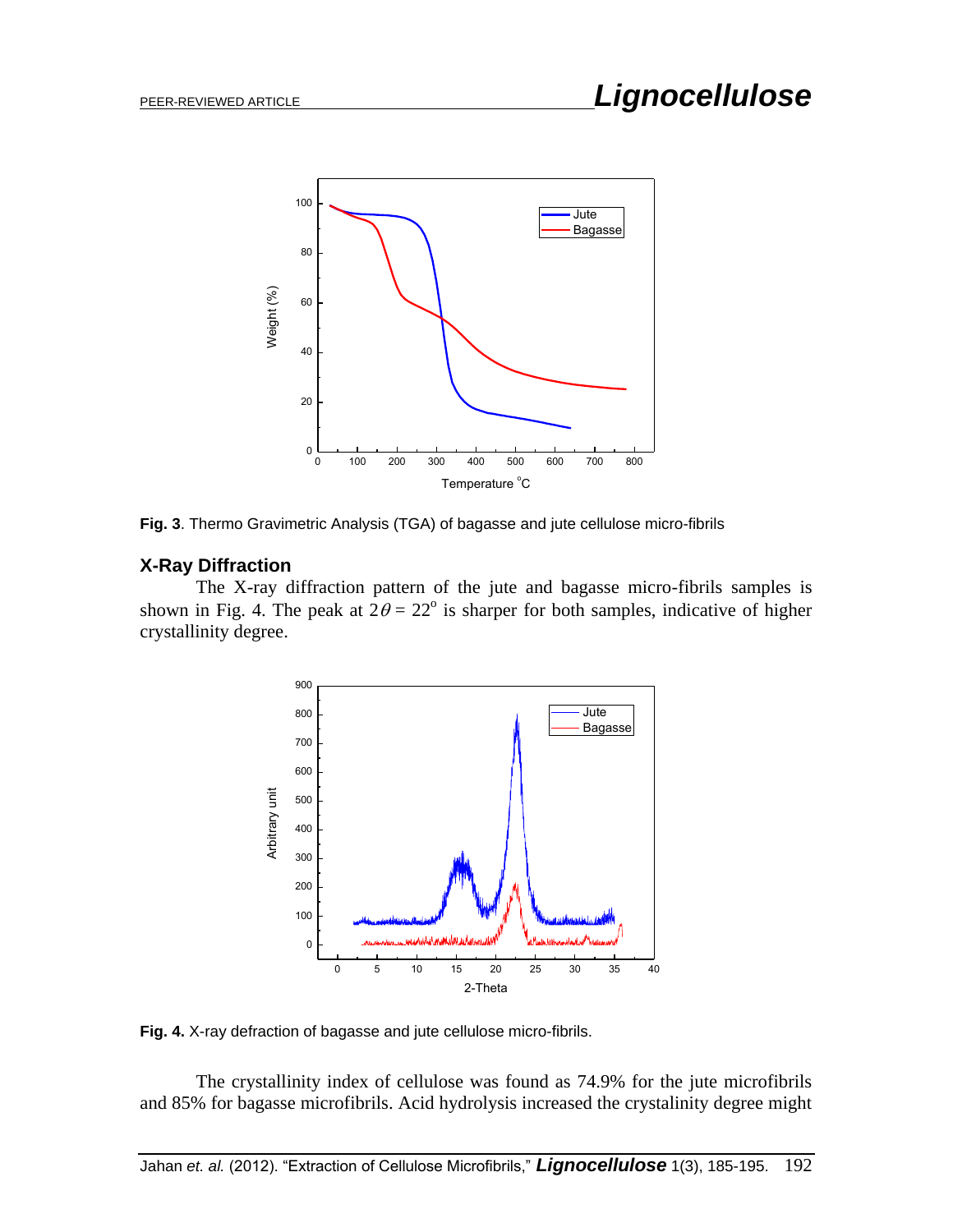Fig. 3. Thermo Gravimetric Analysis (TGA) of bagasse and jute cellulose micro-fibrils

## X-Ray Diffraction

The X-ray diffraction pattern of the jute and bagasse micro-fibrils samples is shown in Fig. 4. The peak at $2\theta = 22^o$ is sharper for both samples, indicative of higher crystallinity degree.

**Fig. 4.** X-ray defraction of bagasse and jute cellulose micro-fibrils.

The crystallinity index of cellulose was found as 74.9% for the jute microfibrils and 85% for bagasse microfibrils. Acid hydrolysis increased the crystalinity degree might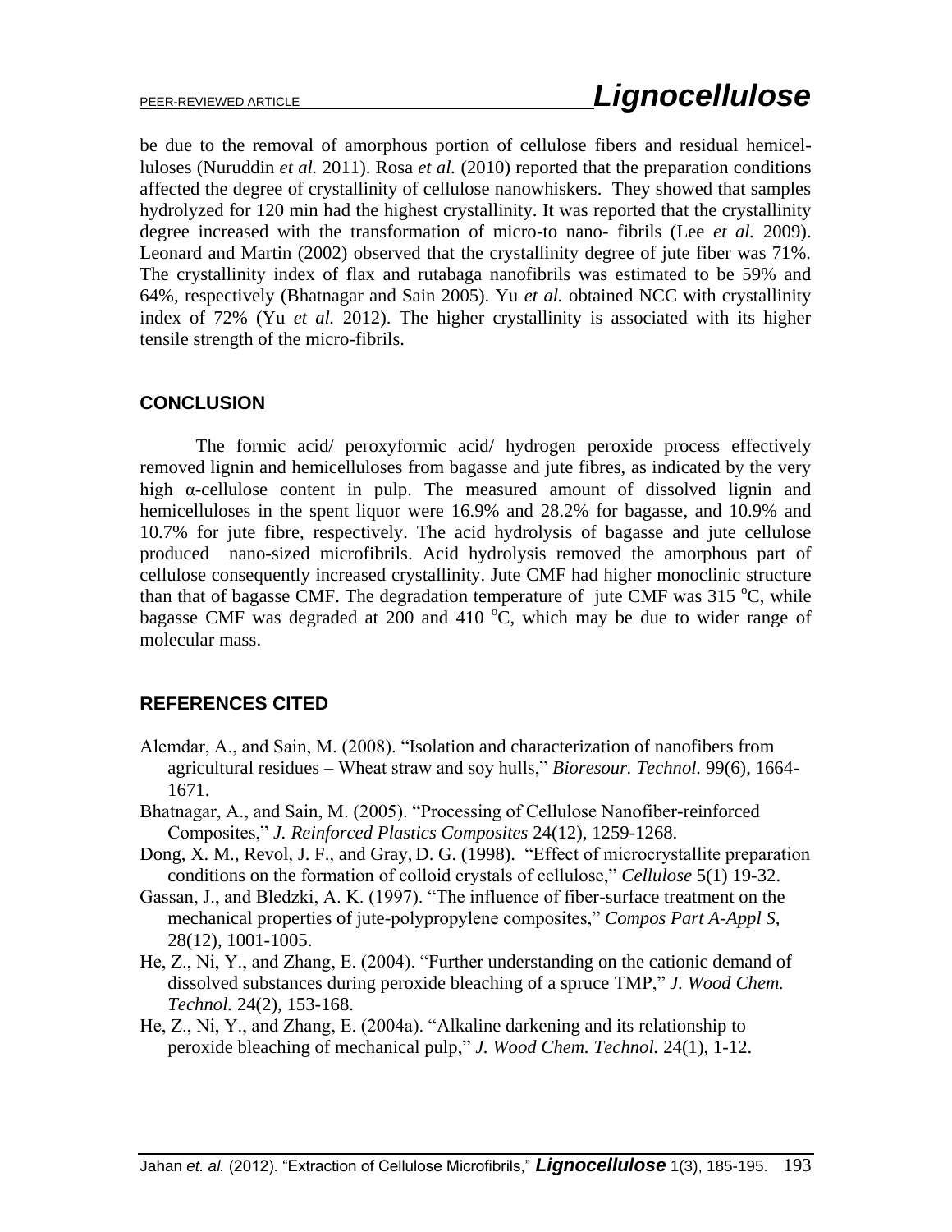be due to the removal of amorphous portion of cellulose fibers and residual hemicelluloses (Nuruddin *et al.* 2011). Rosa *et al.* (2010) reported that the preparation conditions affected the degree of crystallinity of cellulose nanowhiskers. They showed that samples hydrolyzed for 120 min had the highest crystallinity. It was reported that the crystallinity degree increased with the transformation of micro-to nano- fibrils (Lee *et al.* 2009). Leonard and Martin (2002) observed that the crystallinity degree of jute fiber was 71%. The crystallinity index of flax and rutabaga nanofibrils was estimated to be 59% and 64%, respectively (Bhatnagar and Sain 2005). Yu *et al.* obtained NCC with crystallinity index of 72% (Yu *et al.* 2012). The higher crystallinity is associated with its higher tensile strength of the micro-fibrils.

## CONCLUSION

The formic acid/ peroxyformic acid/ hydrogen peroxide process effectively removed lignin and hemicelluloses from bagasse and jute fibres, as indicated by the very high α-cellulose content in pulp. The measured amount of dissolved lignin and hemicelluloses in the spent liquor were 16.9% and 28.2% for bagasse, and 10.9% and 10.7% for jute fibre, respectively. The acid hydrolysis of bagasse and jute cellulose produced nano-sized microfibrils. Acid hydrolysis removed the amorphous part of cellulose consequently increased crystallinity. Jute CMF had higher monoclinic structure than that of bagasse CMF. The degradation temperature of jute CMF was 315 $^{o}$C, while bagasse CMF was degraded at 200 and 410 $^{o}$C, which may be due to wider range of molecular mass.

## REFERENCES CITED

Alemdar, A., and Sain, M. (2008). "Isolation and characterization of nanofibers from agricultural residues – Wheat straw and soy hulls," *Bioresour. Technol.* 99(6), 1664-1671.

Bhatnagar, A., and Sain, M. (2005). "Processing of Cellulose Nanofiber-reinforced Composites," *J. Reinforced Plastics Composites* 24(12), 1259-1268.

Dong, X. M., Revol, J. F., and Gray, D. G. (1998). "Effect of microcrystallite preparation conditions on the formation of colloid crystals of cellulose," *Cellulose* 5(1) 19-32.

Gassan, J., and Bledzki, A. K. (1997). "The influence of fiber-surface treatment on the mechanical properties of jute-polypropylene composites," *Compos Part A-Appl S,* 28(12), 1001-1005.

He, Z., Ni, Y., and Zhang, E. (2004). "Further understanding on the cationic demand of dissolved substances during peroxide bleaching of a spruce TMP," *J. Wood Chem. Technol.* 24(2), 153-168.

He, Z., Ni, Y., and Zhang, E. (2004a). "Alkaline darkening and its relationship to peroxide bleaching of mechanical pulp," *J. Wood Chem. Technol.* 24(1), 1-12.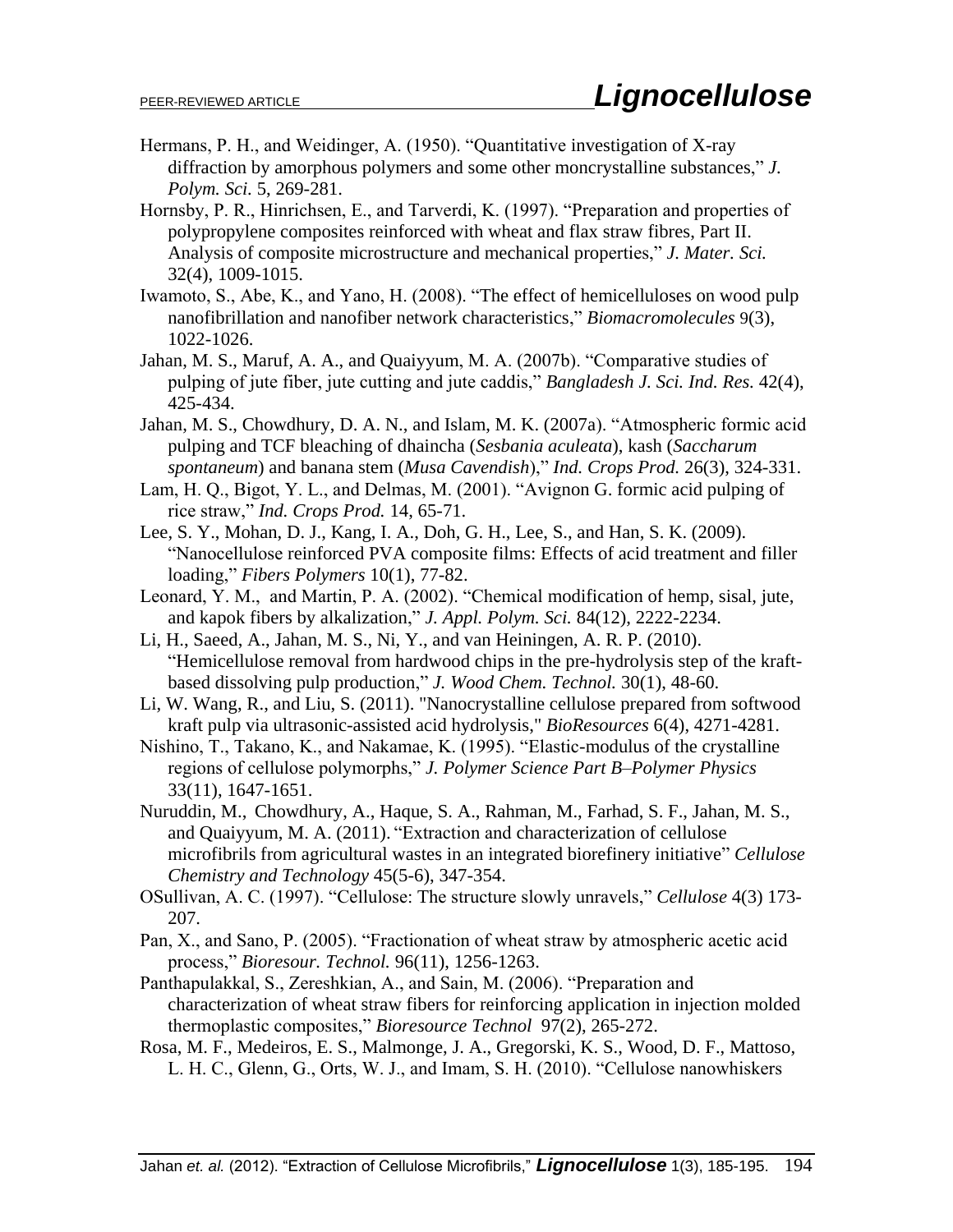Hermans, P. H., and Weidinger, A. (1950). "Quantitative investigation of X-ray diffraction by amorphous polymers and some other moncrystalline substances," *J. Polym. Sci.* 5, 269-281.

Hornsby, P. R., Hinrichsen, E., and Tarverdi, K. (1997). "Preparation and properties of polypropylene composites reinforced with wheat and flax straw fibres, Part II. Analysis of composite microstructure and mechanical properties," *J. Mater. Sci.* 32(4), 1009-1015.

Iwamoto, S., Abe, K., and Yano, H. (2008). "The effect of hemicelluloses on wood pulp nanofibrillation and nanofiber network characteristics," *Biomacromolecules* 9(3), 1022-1026.

Jahan, M. S., Maruf, A. A., and Quaiyyum, M. A. (2007b). "Comparative studies of pulping of jute fiber, jute cutting and jute caddis," *Bangladesh J. Sci. Ind. Res.* 42(4), 425-434.

Jahan, M. S., Chowdhury, D. A. N., and Islam, M. K. (2007a). "Atmospheric formic acid pulping and TCF bleaching of dhaincha (*Sesbania aculeata*), kash (*Saccharum spontaneum*) and banana stem (*Musa Cavendish*)," *Ind. Crops Prod.* 26(3), 324-331.

Lam, H. Q., Bigot, Y. L., and Delmas, M. (2001). "Avignon G. formic acid pulping of rice straw," *Ind. Crops Prod.* 14, 65-71.

Lee, S. Y., Mohan, D. J., Kang, I. A., Doh, G. H., Lee, S., and Han, S. K. (2009). "Nanocellulose reinforced PVA composite films: Effects of acid treatment and filler loading," *Fibers Polymers* 10(1), 77-82.

Leonard, Y. M., and Martin, P. A. (2002). "Chemical modification of hemp, sisal, jute, and kapok fibers by alkalization," *J. Appl. Polym. Sci.* 84(12), 2222-2234.

Li, H., Saeed, A., Jahan, M. S., Ni, Y., and van Heiningen, A. R. P. (2010). "Hemicellulose removal from hardwood chips in the pre-hydrolysis step of the kraft-based dissolving pulp production," *J. Wood Chem. Technol.* 30(1), 48-60.

Li, W. Wang, R., and Liu, S. (2011). "Nanocrystalline cellulose prepared from softwood kraft pulp via ultrasonic-assisted acid hydrolysis," *BioResources* 6(4), 4271-4281.

Nishino, T., Takano, K., and Nakamae, K. (1995). "Elastic-modulus of the crystalline regions of cellulose polymorphs," *J. Polymer Science Part B–Polymer Physics* 33(11), 1647-1651.

Nuruddin, M., Chowdhury, A., Haque, S. A., Rahman, M., Farhad, S. F., Jahan, M. S., and Quaiyyum, M. A. (2011). "Extraction and characterization of cellulose microfibrils from agricultural wastes in an integrated biorefinery initiative" *Cellulose Chemistry and Technology* 45(5-6), 347-354.

OSullivan, A. C. (1997). "Cellulose: The structure slowly unravels," *Cellulose* 4(3) 173-207.

Pan, X., and Sano, P. (2005). "Fractionation of wheat straw by atmospheric acetic acid process," *Bioresour. Technol.* 96(11), 1256-1263.

Panthapulakkal, S., Zereshkian, A., and Sain, M. (2006). "Preparation and characterization of wheat straw fibers for reinforcing application in injection molded thermoplastic composites," *Bioresource Technol* 97(2), 265-272.

Rosa, M. F., Medeiros, E. S., Malmonge, J. A., Gregorski, K. S., Wood, D. F., Mattoso, L. H. C., Glenn, G., Orts, W. J., and Imam, S. H. (2010). "Cellulose nanowhiskers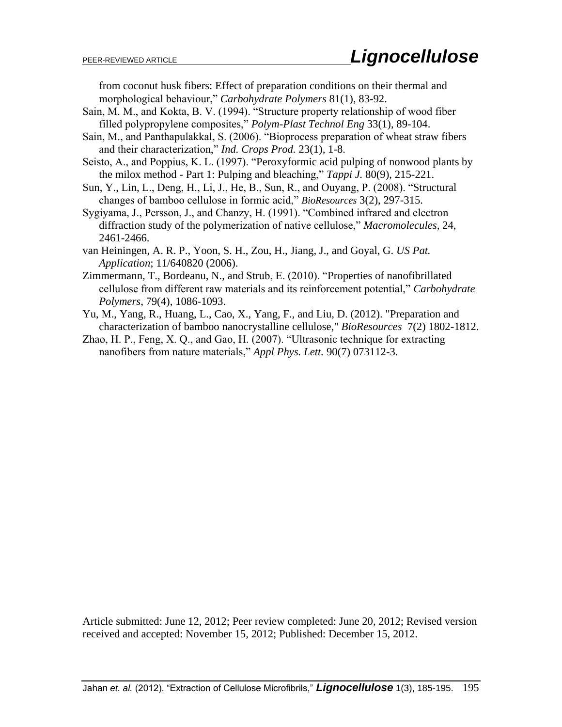from coconut husk fibers: Effect of preparation conditions on their thermal and morphological behaviour," *Carbohydrate Polymers* 81(1), 83-92.

Sain, M. M., and Kokta, B. V. (1994). "Structure property relationship of wood fiber filled polypropylene composites," *Polym-Plast Technol Eng* 33(1), 89-104.

Sain, M., and Panthapulakkal, S. (2006). "Bioprocess preparation of wheat straw fibers and their characterization," *Ind. Crops Prod.* 23(1), 1-8.

Seisto, A., and Poppius, K. L. (1997). "Peroxyformic acid pulping of nonwood plants by the milox method - Part 1: Pulping and bleaching," *Tappi J.* 80(9), 215-221.

Sun, Y., Lin, L., Deng, H., Li, J., He, B., Sun, R., and Ouyang, P. (2008). "Structural changes of bamboo cellulose in formic acid," *BioResources* 3(2), 297-315.

Sygiyama, J., Persson, J., and Chanzy, H. (1991). "Combined infrared and electron diffraction study of the polymerization of native cellulose," *Macromolecules,* 24, 2461-2466.

van Heiningen, A. R. P., Yoon, S. H., Zou, H., Jiang, J., and Goyal, G. *US Pat. Application*; 11/640820 (2006).

Zimmermann, T., Bordeanu, N., and Strub, E. (2010). "Properties of nanofibrillated cellulose from different raw materials and its reinforcement potential," *Carbohydrate Polymers*, 79(4), 1086-1093.

Yu, M., Yang, R., Huang, L., Cao, X., Yang, F., and Liu, D. (2012). "Preparation and characterization of bamboo nanocrystalline cellulose," *BioResources* 7(2) 1802-1812.

Zhao, H. P., Feng, X. Q., and Gao, H. (2007). "Ultrasonic technique for extracting nanofibers from nature materials," *Appl Phys. Lett.* 90(7) 073112-3.

Article submitted: June 12, 2012; Peer review completed: June 20, 2012; Revised version received and accepted: November 15, 2012; Published: December 15, 2012.